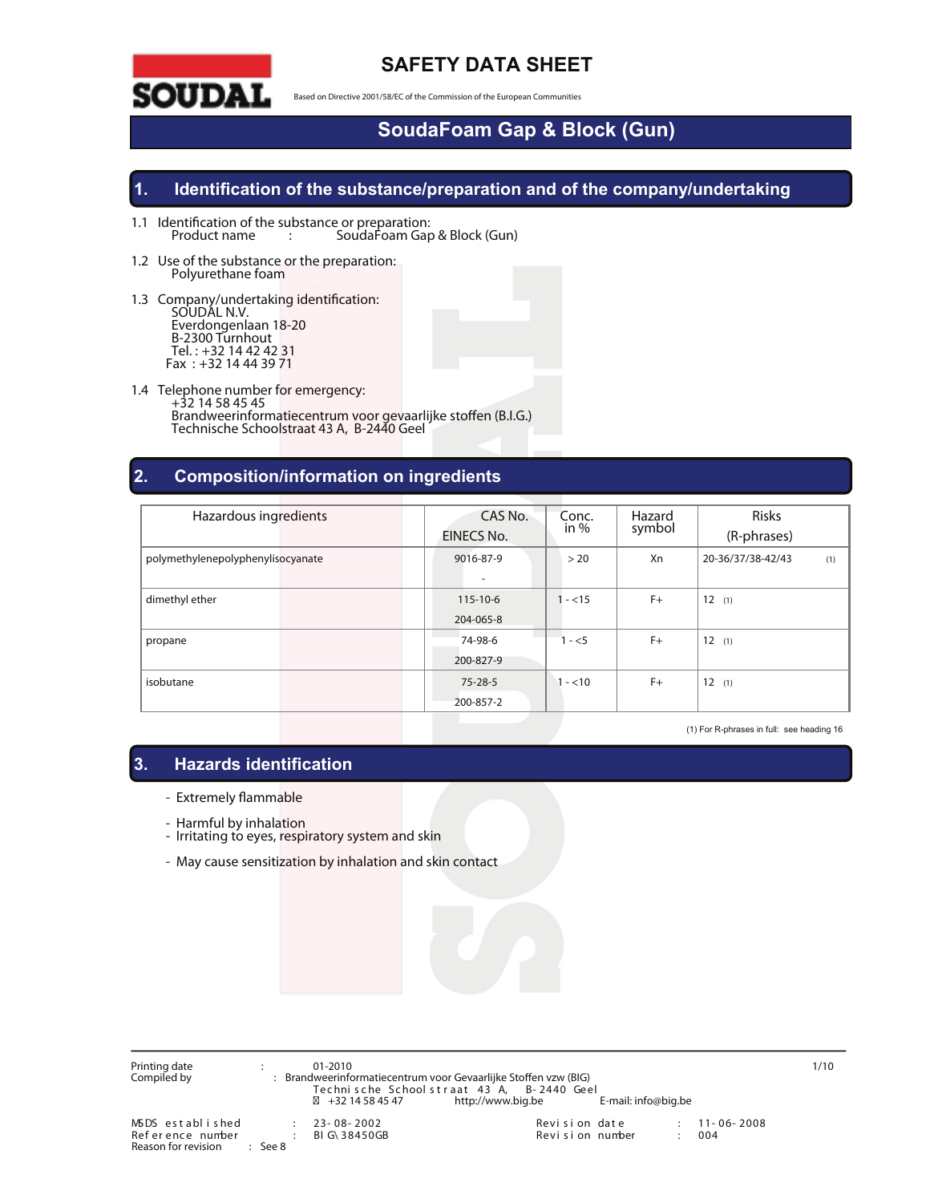# SAFETY DATA SHEET

Based on Directive 2001/58/EC of the Commission of the European Communities

# SoudaFoam Gap & Block (Gun)

## 1. Identification of the substance/preparation and of the company/undertaking

1.1 Identification of the substance or preparation:
Product name : SoudaFoam Gap & Block (Gun)

1.2 Use of the substance or the preparation:
Polyurethane foam

1.3 Company/undertaking identification:
SOUDAL N.V.
Everdongenlaan 18-20
B-2300 Turnhout
Tel. : +32 14 42 42 31
Fax : +32 14 44 39 71

1.4 Telephone number for emergency:
+32 14 58 45 45
Brandweerinformatiecentrum voor gevaarlijke stoffen (B.I.G.)
Technische Schoolstraat 43 A, B-2440 Geel

## 2. Composition/information on ingredients

| Hazardous ingredients | CAS No. EINECS No. | Conc. in % | Hazard symbol | Risks (R-phrases) |
|---|---|---|---|---|
| polymethylenepolyphenylisocyanate | 9016-87-9<br>- | > 20 | Xn | 20-36/37/38-42/43 (1) |
| dimethyl ether | 115-10-6<br>204-065-8 | 1 - <15 | F+ | 12 (1) |
| propane | 74-98-6<br>200-827-9 | 1 - <5 | F+ | 12 (1) |
| isobutane | 75-28-5<br>200-857-2 | 1 - <10 | F+ | 12 (1) |

(1) For R-phrases in full: see heading 16

## 3. Hazards identification

- Extremely flammable
- Harmful by inhalation
- Irritating to eyes, respiratory system and skin
- May cause sensitization by inhalation and skin contact

Printing date : 01-2010
Compiled by : Brandweerinformatiecentrum voor Gevaarlijke Stoffen vzw (BIG)
Technische Schoolstraat 43 A, B-2440 Geel
+32 14 58 45 47 http://www.big.be E-mail: info@big.be

MSDS established : 23-08-2002
Reference number : BIG\38450GB
Reason for revision : See 8
Revision date : 11-06-2008
Revision number : 004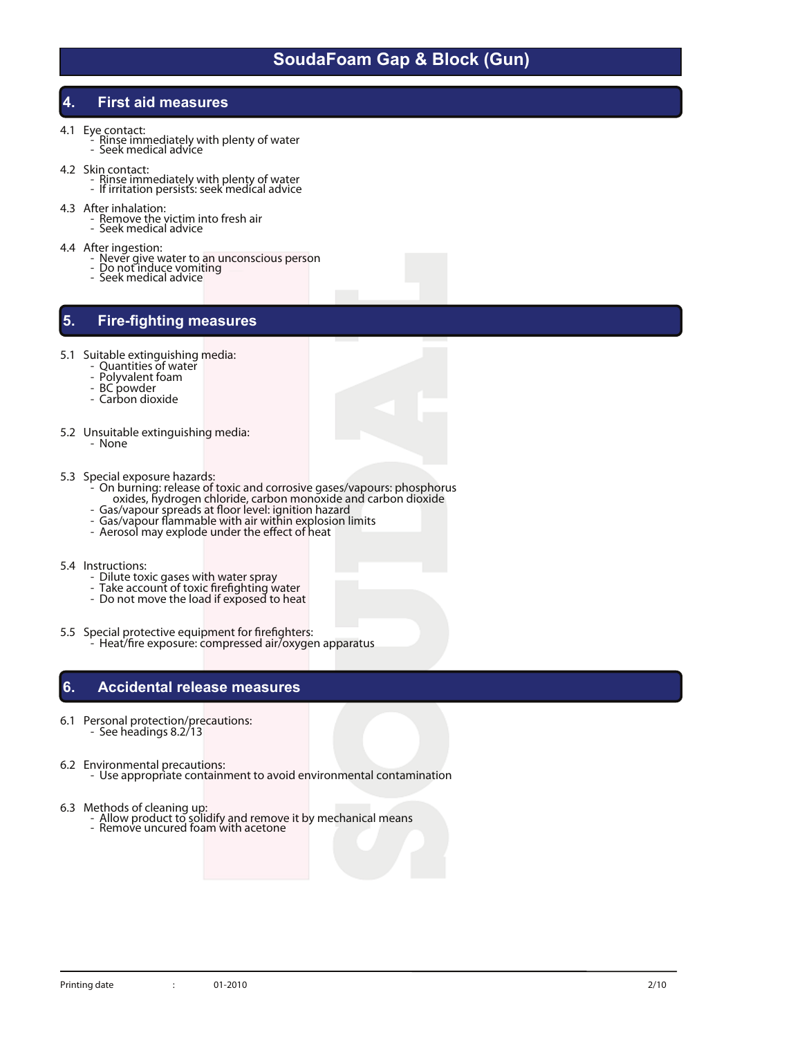# SoudaFoam Gap & Block (Gun)

## 4. First aid measures

4.1 Eye contact:
- Rinse immediately with plenty of water
- Seek medical advice

4.2 Skin contact:
- Rinse immediately with plenty of water
- If irritation persists: seek medical advice

4.3 After inhalation:
- Remove the victim into fresh air
- Seek medical advice

4.4 After ingestion:
- Never give water to an unconscious person
- Do not induce vomiting
- Seek medical advice

## 5. Fire-fighting measures

5.1 Suitable extinguishing media:
- Quantities of water
- Polyvalent foam
- BC powder
- Carbon dioxide

5.2 Unsuitable extinguishing media:
- None

5.3 Special exposure hazards:
- On burning: release of toxic and corrosive gases/vapours: phosphorus oxides, hydrogen chloride, carbon monoxide and carbon dioxide
- Gas/vapour spreads at floor level: ignition hazard
- Gas/vapour flammable with air within explosion limits
- Aerosol may explode under the effect of heat

5.4 Instructions:
- Dilute toxic gases with water spray
- Take account of toxic firefighting water
- Do not move the load if exposed to heat

5.5 Special protective equipment for firefighters:
- Heat/fire exposure: compressed air/oxygen apparatus

## 6. Accidental release measures

6.1 Personal protection/precautions:
- See headings 8.2/13

6.2 Environmental precautions:
- Use appropriate containment to avoid environmental contamination

6.3 Methods of cleaning up:
- Allow product to solidify and remove it by mechanical means
- Remove uncured foam with acetone

Printing date : 01-2010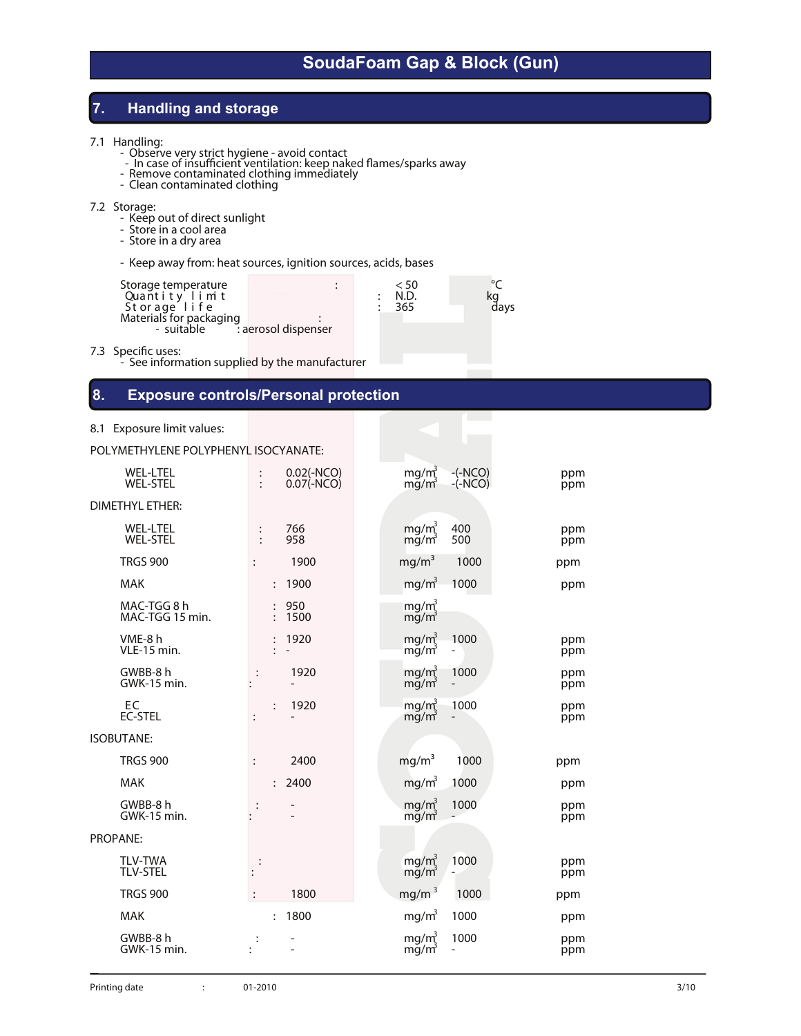# SoudaFoam Gap & Block (Gun)

## 7. Handling and storage

7.1 Handling:
- Observe very strict hygiene - avoid contact
- In case of insufficient ventilation: keep naked flames/sparks away
- Remove contaminated clothing immediately
- Clean contaminated clothing

7.2 Storage:
- Keep out of direct sunlight
- Store in a cool area
- Store in a dry area

- Keep away from: heat sources, ignition sources, acids, bases

| | | | |
|---|---|---|---|
| Storage temperature | : | < 50 | °C |
| Quantity limit | : | N.D. | kg |
| Storage life | : | 365 | days |
| Materials for packaging | : | | |
| - suitable | : aerosol dispenser | | |

7.3 Specific uses:
- See information supplied by the manufacturer

## 8. Exposure controls/Personal protection

8.1 Exposure limit values:

POLYMETHYLENE POLYPHENYL ISOCYANATE:

| | | | | | |
|---|---|---|---|---|---|
| WEL-LTEL | : | 0.02(-NCO) | $mg/m^3$ | -(-NCO) | ppm |
| WEL-STEL | : | 0.07(-NCO) | $mg/m^3$ | -(-NCO) | ppm |

DIMETHYL ETHER:

| | | | | | |
|---|---|---|---|---|---|
| WEL-LTEL | : | 766 | $mg/m^3$ | 400 | ppm |
| WEL-STEL | : | 958 | $mg/m^3$ | 500 | ppm |
| TRGS 900 | : | 1900 | $mg/m^3$ | 1000 | ppm |
| MAK | : | 1900 | $mg/m^3$ | 1000 | ppm |
| MAC-TGG 8 h | : | 950 | $mg/m^3$ | | |
| MAC-TGG 15 min. | : | 1500 | $mg/m^3$ | | |
| VME-8 h | : | 1920 | $mg/m^3$ | 1000 | ppm |
| VLE-15 min. | : | - | $mg/m^3$ | - | ppm |
| GWBB-8 h | : | 1920 | $mg/m^3$ | 1000 | ppm |
| GWK-15 min. | : | - | $mg/m^3$ | - | ppm |
| EC | : | 1920 | $mg/m^3$ | 1000 | ppm |
| EC-STEL | : | - | $mg/m^3$ | - | ppm |

ISOBUTANE:

| | | | | | |
|---|---|---|---|---|---|
| TRGS 900 | : | 2400 | $mg/m^3$ | 1000 | ppm |
| MAK | : | 2400 | $mg/m^3$ | 1000 | ppm |
| GWBB-8 h | : | - | $mg/m^3$ | 1000 | ppm |
| GWK-15 min. | : | - | $mg/m^3$ | - | ppm |

PROPANE:

| | | | | | |
|---|---|---|---|---|---|
| TLV-TWA | : | | $mg/m^3$ | 1000 | ppm |
| TLV-STEL | : | | $mg/m^3$ | - | ppm |
| TRGS 900 | : | 1800 | $mg/m^3$ | 1000 | ppm |
| MAK | : | 1800 | $mg/m^3$ | 1000 | ppm |
| GWBB-8 h | : | - | $mg/m^3$ | 1000 | ppm |
| GWK-15 min. | : | - | $mg/m^3$ | - | ppm |

Printing date : 01-2010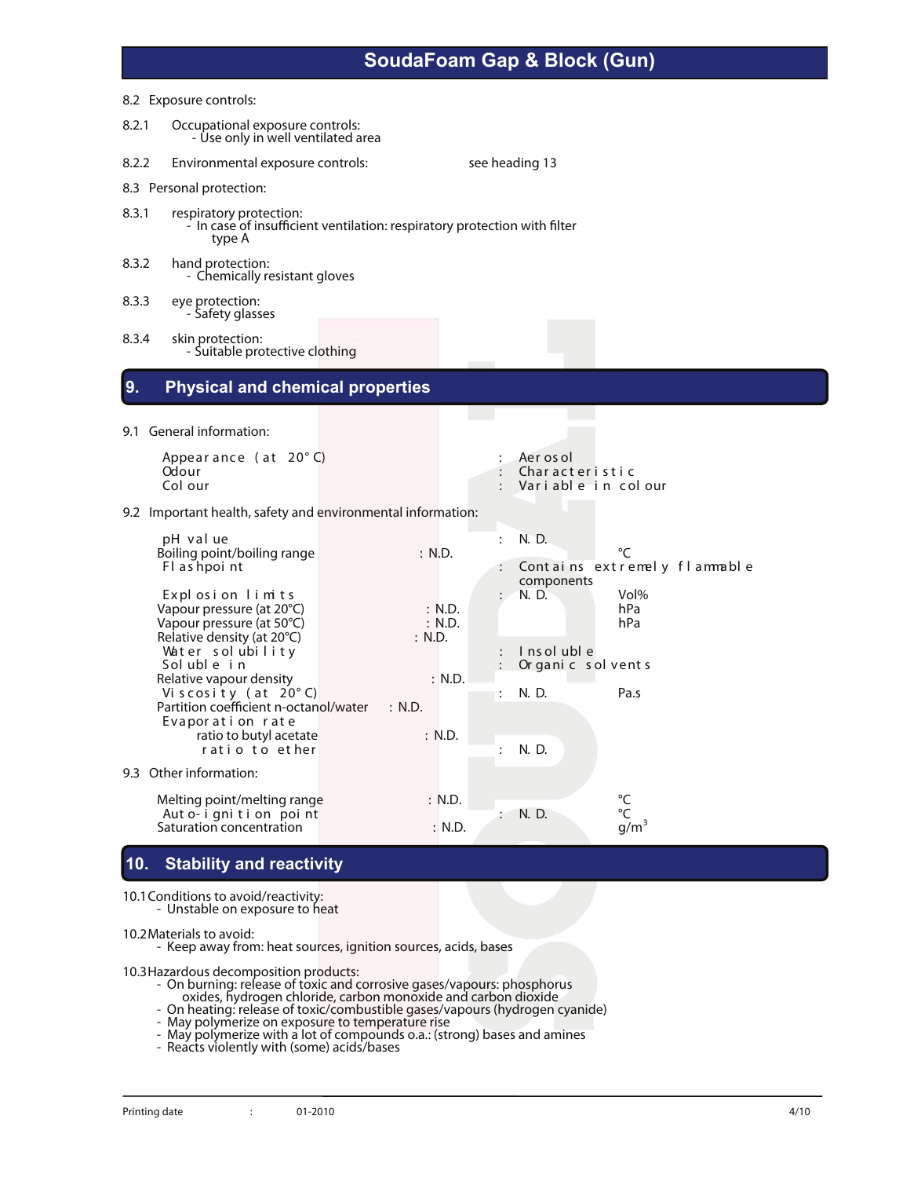8.2 Exposure controls:

8.2.1 Occupational exposure controls:
- Use only in well ventilated area

8.2.2 Environmental exposure controls: see heading 13

8.3 Personal protection:

8.3.1 respiratory protection:
- In case of insufficient ventilation: respiratory protection with filter type A

8.3.2 hand protection:
- Chemically resistant gloves

8.3.3 eye protection:
- Safety glasses

8.3.4 skin protection:
- Suitable protective clothing

## 9. Physical and chemical properties

9.1 General information:

| | | |
|---|---|---|
| Appearance (at 20°C) | : | Aerosol |
| Odour | : | Characteristic |
| Colour | : | Variable in colour |

9.2 Important health, safety and environmental information:

| Property | Value | Unit |
|---|---|---|
| pH value | : N. D. | |
| Boiling point/boiling range | : N.D. | °C |
| Flashpoint | : Contains extremely flammable components | |
| Explosion limits | : N. D. | Vol% |
| Vapour pressure (at 20°C) | : N.D. | hPa |
| Vapour pressure (at 50°C) | : N.D. | hPa |
| Relative density (at 20°C) | : N.D. | |
| Water solubility | : Insoluble | |
| Soluble in | : Organic solvents | |
| Relative vapour density | : N.D. | |
| Viscosity (at 20°C) | : N. D. | Pa.s |
| Partition coefficient n-octanol/water | : N.D. | |
| Evaporation rate | | |
| ratio to butyl acetate | : N.D. | |
| ratio to ether | : N. D. | |

9.3 Other information:

| Property | Value | Unit |
|---|---|---|
| Melting point/melting range | : N.D. | °C |
| Auto-ignition point | : N. D. | °C |
| Saturation concentration | : N.D. | $g/m^3$ |

## 10. Stability and reactivity

10.1 Conditions to avoid/reactivity:
- Unstable on exposure to heat

10.2 Materials to avoid:
- Keep away from: heat sources, ignition sources, acids, bases

10.3 Hazardous decomposition products:
- On burning: release of toxic and corrosive gases/vapours: phosphorus oxides, hydrogen chloride, carbon monoxide and carbon dioxide
- On heating: release of toxic/combustible gases/vapours (hydrogen cyanide)
- May polymerize on exposure to temperature rise
- May polymerize with a lot of compounds o.a.: (strong) bases and amines
- Reacts violently with (some) acids/bases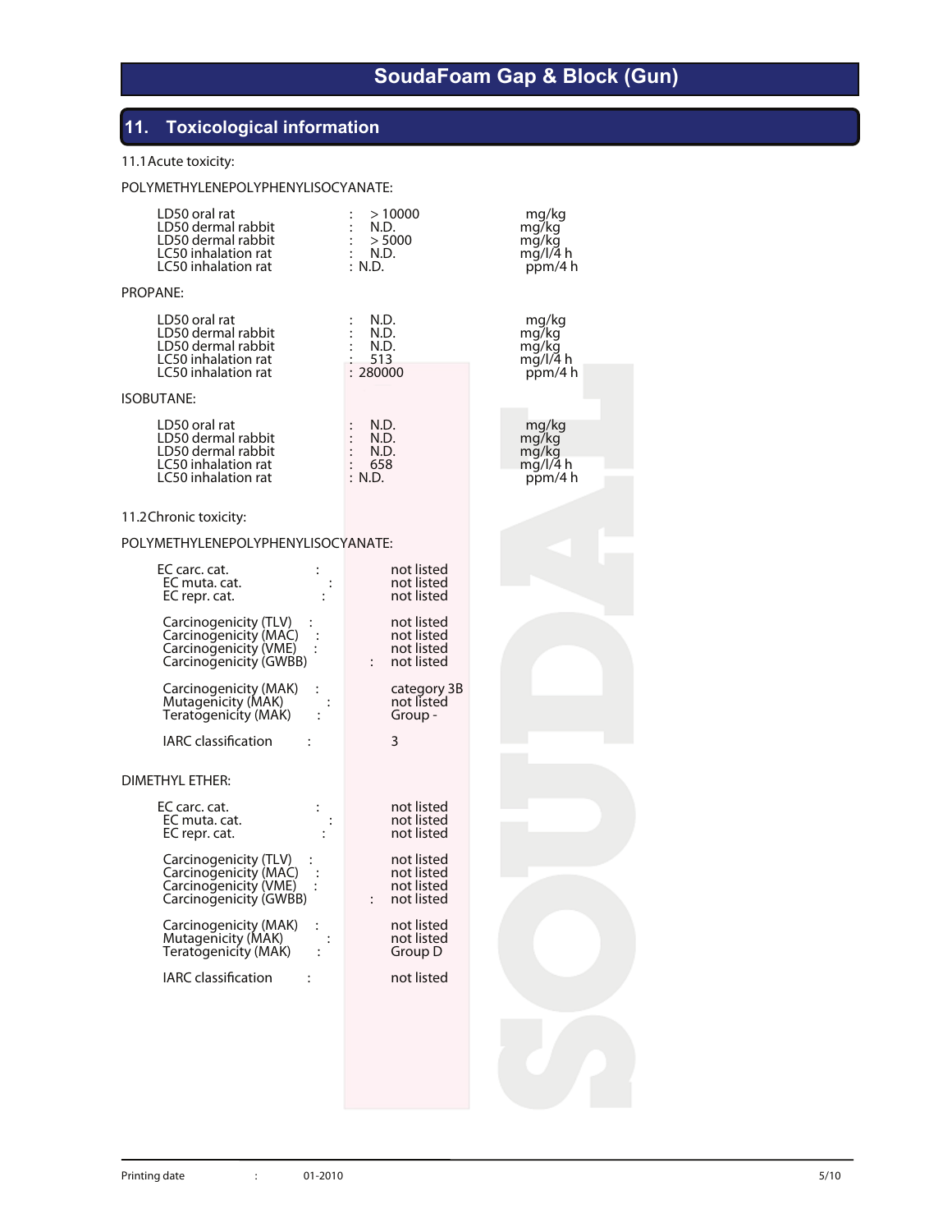## 11. Toxicological information

11.1 Acute toxicity:

POLYMETHYLENEPOLYPHENYLISOCYANATE:

| | | |
|---|---|---|
| LD50 oral rat | : > 10000 | mg/kg |
| LD50 dermal rabbit | : N.D. | mg/kg |
| LD50 dermal rabbit | : > 5000 | mg/kg |
| LC50 inhalation rat | : N.D. | mg/l/4 h |
| LC50 inhalation rat | : N.D. | ppm/4 h |

PROPANE:

| | | |
|---|---|---|
| LD50 oral rat | : N.D. | mg/kg |
| LD50 dermal rabbit | : N.D. | mg/kg |
| LD50 dermal rabbit | : N.D. | mg/kg |
| LC50 inhalation rat | : 513 | mg/l/4 h |
| LC50 inhalation rat | : 280000 | ppm/4 h |

ISOBUTANE:

| | | |
|---|---|---|
| LD50 oral rat | : N.D. | mg/kg |
| LD50 dermal rabbit | : N.D. | mg/kg |
| LD50 dermal rabbit | : N.D. | mg/kg |
| LC50 inhalation rat | : 658 | mg/l/4 h |
| LC50 inhalation rat | : N.D. | ppm/4 h |

11.2 Chronic toxicity:

POLYMETHYLENEPOLYPHENYLISOCYANATE:

| | |
|---|---|
| EC carc. cat. : | not listed |
| EC muta. cat. : | not listed |
| EC repr. cat. : | not listed |
| Carcinogenicity (TLV) : | not listed |
| Carcinogenicity (MAC) : | not listed |
| Carcinogenicity (VME) : | not listed |
| Carcinogenicity (GWBB) : | not listed |
| Carcinogenicity (MAK) : | category 3B |
| Mutagenicity (MAK) : | not listed |
| Teratogenicity (MAK) : | Group - |
| IARC classification : | 3 |

DIMETHYL ETHER:

| | |
|---|---|
| EC carc. cat. : | not listed |
| EC muta. cat. : | not listed |
| EC repr. cat. : | not listed |
| Carcinogenicity (TLV) : | not listed |
| Carcinogenicity (MAC) : | not listed |
| Carcinogenicity (VME) : | not listed |
| Carcinogenicity (GWBB) : | not listed |
| Carcinogenicity (MAK) : | not listed |
| Mutagenicity (MAK) : | not listed |
| Teratogenicity (MAK) : | Group D |
| IARC classification : | not listed |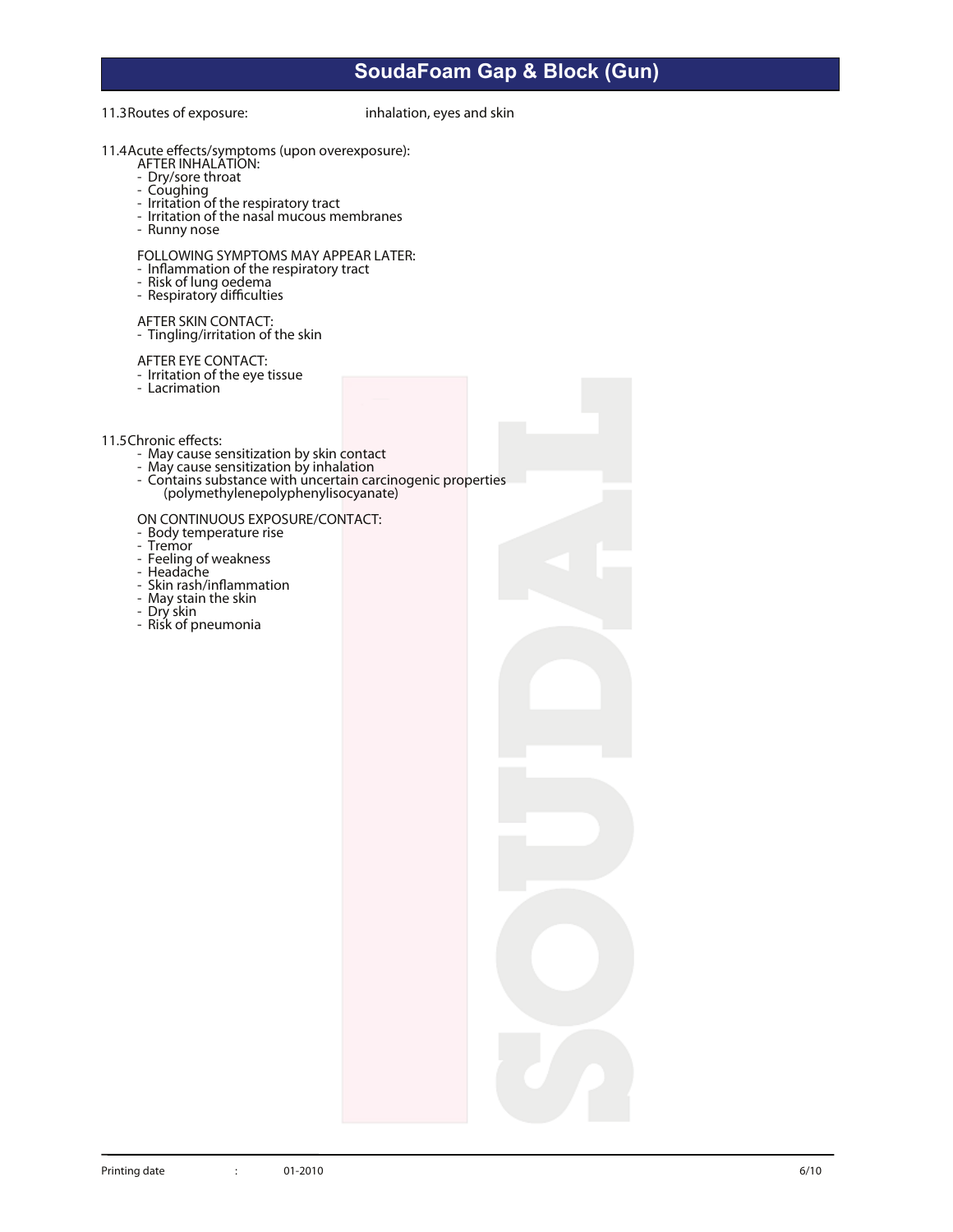11.3 Routes of exposure: inhalation, eyes and skin

11.4 Acute effects/symptoms (upon overexposure):

AFTER INHALATION:
- Dry/sore throat
- Coughing
- Irritation of the respiratory tract
- Irritation of the nasal mucous membranes
- Runny nose

FOLLOWING SYMPTOMS MAY APPEAR LATER:
- Inflammation of the respiratory tract
- Risk of lung oedema
- Respiratory difficulties

AFTER SKIN CONTACT:
- Tingling/irritation of the skin

AFTER EYE CONTACT:
- Irritation of the eye tissue
- Lacrimation

11.5 Chronic effects:
- May cause sensitization by skin contact
- May cause sensitization by inhalation
- Contains substance with uncertain carcinogenic properties (polymethylenepolyphenylisocyanate)

ON CONTINUOUS EXPOSURE/CONTACT:
- Body temperature rise
- Tremor
- Feeling of weakness
- Headache
- Skin rash/inflammation
- May stain the skin
- Dry skin
- Risk of pneumonia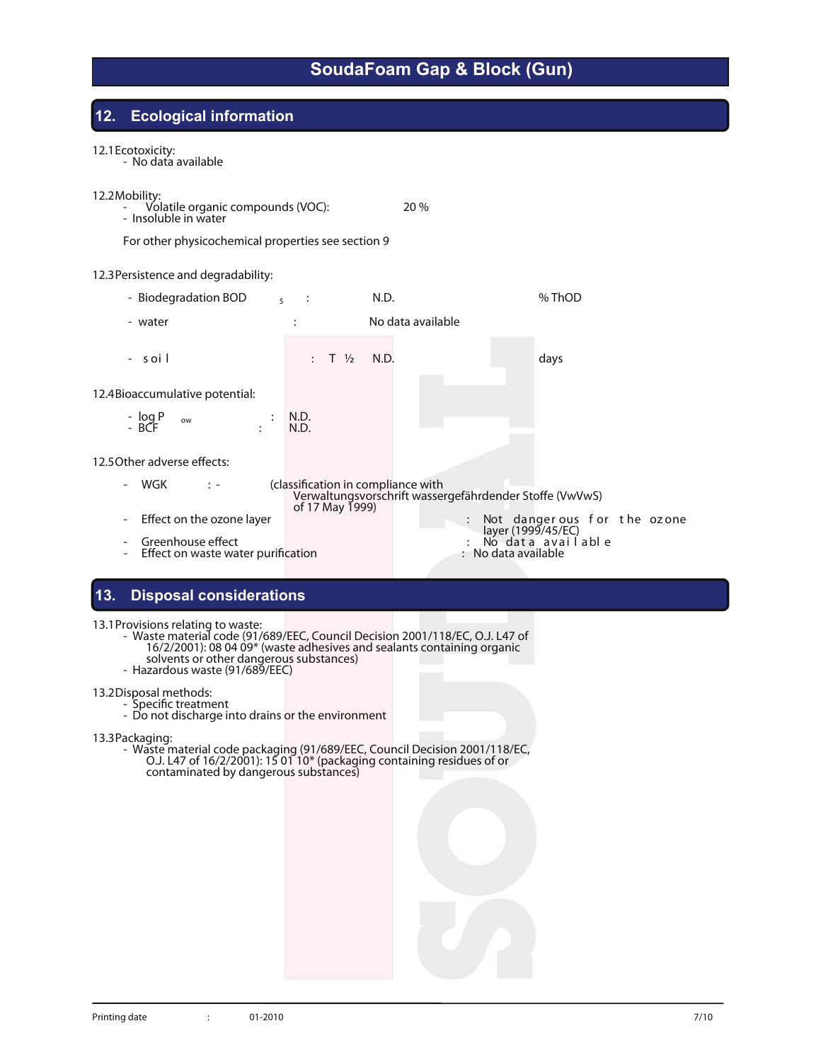# SoudaFoam Gap & Block (Gun)

## 12. Ecological information

12.1 Ecotoxicity:
- No data available

12.2 Mobility:
- Volatile organic compounds (VOC): 20 %
- Insoluble in water

For other physicochemical properties see section 9

12.3 Persistence and degradability:

- Biodegradation $BOD_5$ : N.D. % ThOD
- water : No data available
- soil : T ½ N.D. days

12.4 Bioaccumulative potential:

- log $P_{ow}$ : N.D.
- BCF : N.D.

12.5 Other adverse effects:

- WGK : - (classification in compliance with Verwaltungsvorschrift wassergefährdender Stoffe (VwVwS) of 17 May 1999)
- Effect on the ozone layer : Not dangerous for the ozone layer (1999/45/EC)
- Greenhouse effect : No data available
- Effect on waste water purification : No data available

## 13. Disposal considerations

13.1 Provisions relating to waste:
- Waste material code (91/689/EEC, Council Decision 2001/118/EC, O.J. L47 of 16/2/2001): 08 04 09* (waste adhesives and sealants containing organic solvents or other dangerous substances)
- Hazardous waste (91/689/EEC)

13.2 Disposal methods:
- Specific treatment
- Do not discharge into drains or the environment

13.3 Packaging:
- Waste material code packaging (91/689/EEC, Council Decision 2001/118/EC, O.J. L47 of 16/2/2001): 15 01 10* (packaging containing residues of or contaminated by dangerous substances)

Printing date : 01-2010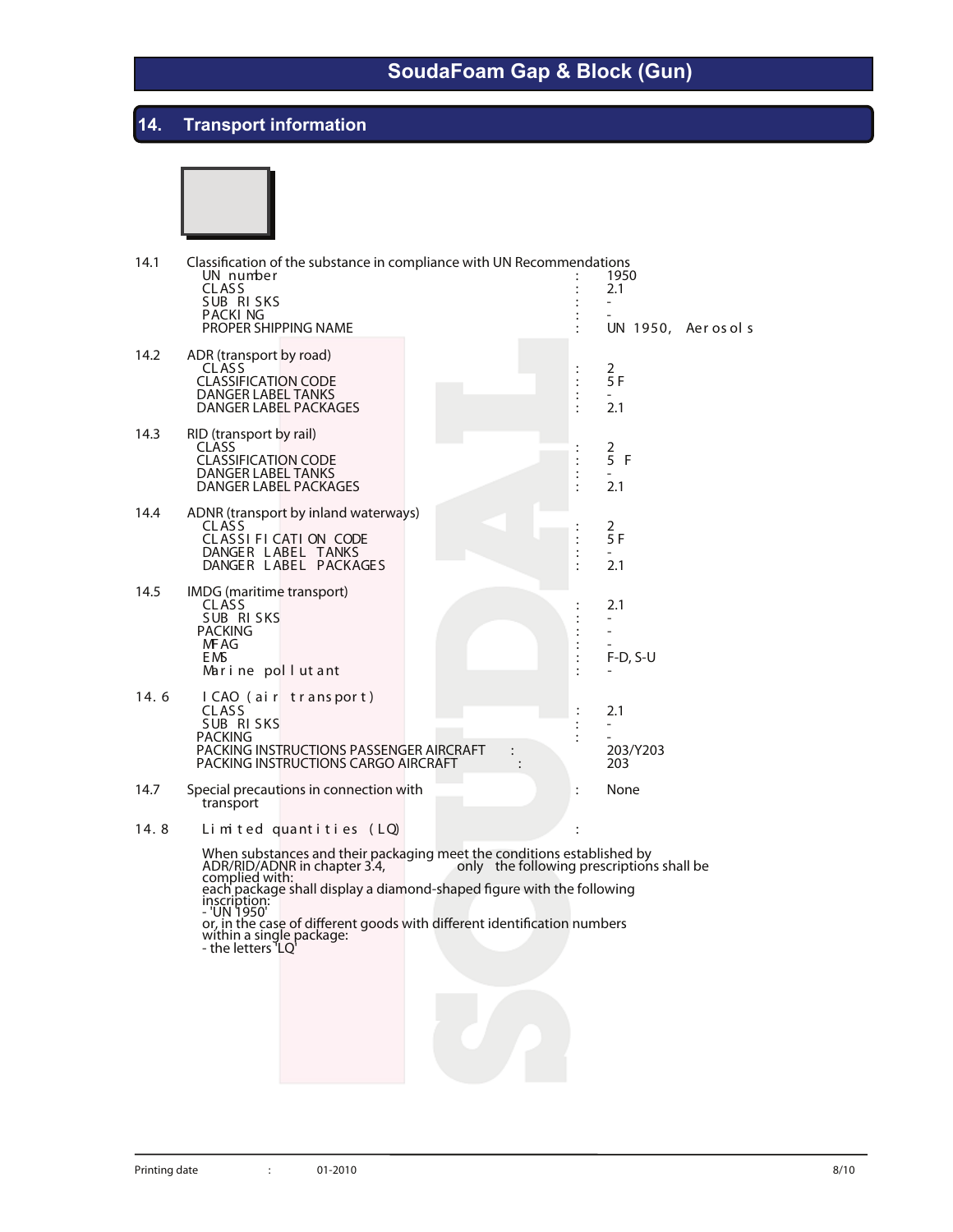# SoudaFoam Gap & Block (Gun)

## 14. Transport information

**14.1 Classification of the substance in compliance with UN Recommendations**

| | | |
|---|---|---|
| UN number | : | 1950 |
| CLASS | : | 2.1 |
| SUB RISKS | : | - |
| PACKING | : | - |
| PROPER SHIPPING NAME | : | UN 1950, Aerosols |

**14.2 ADR (transport by road)**

| | | |
|---|---|---|
| CLASS | : | 2 |
| CLASSIFICATION CODE | : | 5 F |
| DANGER LABEL TANKS | : | - |
| DANGER LABEL PACKAGES | : | 2.1 |

**14.3 RID (transport by rail)**

| | | |
|---|---|---|
| CLASS | : | 2 |
| CLASSIFICATION CODE | : | 5 F |
| DANGER LABEL TANKS | : | - |
| DANGER LABEL PACKAGES | : | 2.1 |

**14.4 ADNR (transport by inland waterways)**

| | | |
|---|---|---|
| CLASS | : | 2 |
| CLASSIFICATION CODE | : | 5 F |
| DANGER LABEL TANKS | : | - |
| DANGER LABEL PACKAGES | : | 2.1 |

**14.5 IMDG (maritime transport)**

| | | |
|---|---|---|
| CLASS | : | 2.1 |
| SUB RISKS | : | - |
| PACKING | : | - |
| MFAG | : | - |
| EMS | : | F-D, S-U |
| Marine pollutant | : | - |

**14.6 ICAO (air transport)**

| | | |
|---|---|---|
| CLASS | : | 2.1 |
| SUB RISKS | : | - |
| PACKING | : | - |
| PACKING INSTRUCTIONS PASSENGER AIRCRAFT | : | 203/Y203 |
| PACKING INSTRUCTIONS CARGO AIRCRAFT | : | 203 |

**14.7 Special precautions in connection with transport** : None

**14.8 Limited quantities (LQ)** :

When substances and their packaging meet the conditions established by ADR/RID/ADNR in chapter 3.4, only the following prescriptions shall be complied with:
each package shall display a diamond-shaped figure with the following inscription:
- 'UN 1950'
or, in the case of different goods with different identification numbers within a single package:
- the letters 'LQ'

Printing date : 01-2010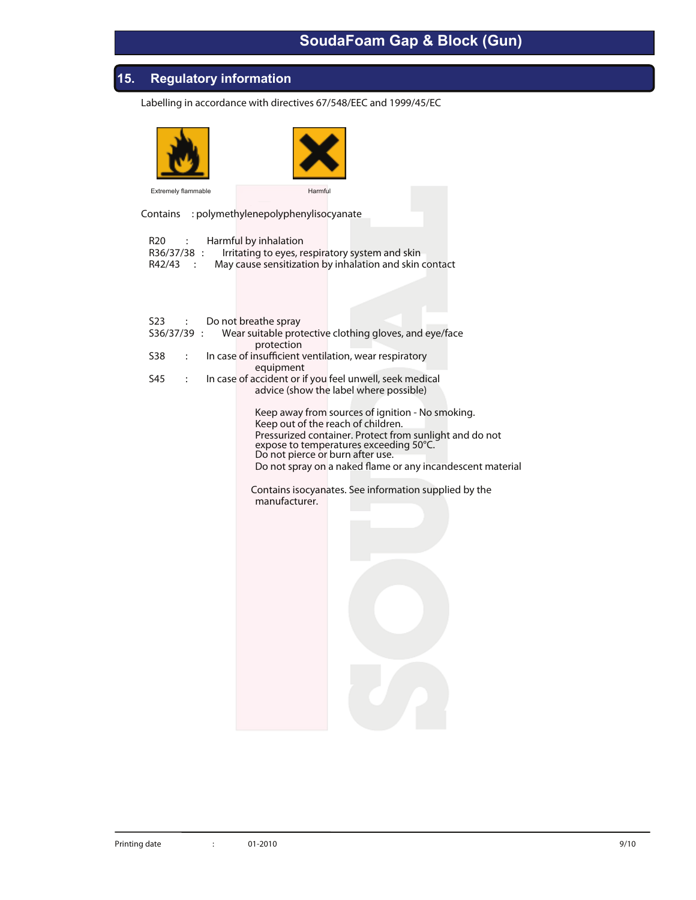## 15. Regulatory information

Labelling in accordance with directives 67/548/EEC and 1999/45/EC

Extremely flammable

Harmful

Contains : polymethylenepolyphenylisocyanate

R20 : Harmful by inhalation
R36/37/38 : Irritating to eyes, respiratory system and skin
R42/43 : May cause sensitization by inhalation and skin contact

S23 : Do not breathe spray
S36/37/39 : Wear suitable protective clothing gloves, and eye/face protection
S38 : In case of insufficient ventilation, wear respiratory equipment
S45 : In case of accident or if you feel unwell, seek medical advice (show the label where possible)

Keep away from sources of ignition - No smoking.
Keep out of the reach of children.
Pressurized container. Protect from sunlight and do not expose to temperatures exceeding 50°C.
Do not pierce or burn after use.
Do not spray on a naked flame or any incandescent material

Contains isocyanates. See information supplied by the manufacturer.

Printing date : 01-2010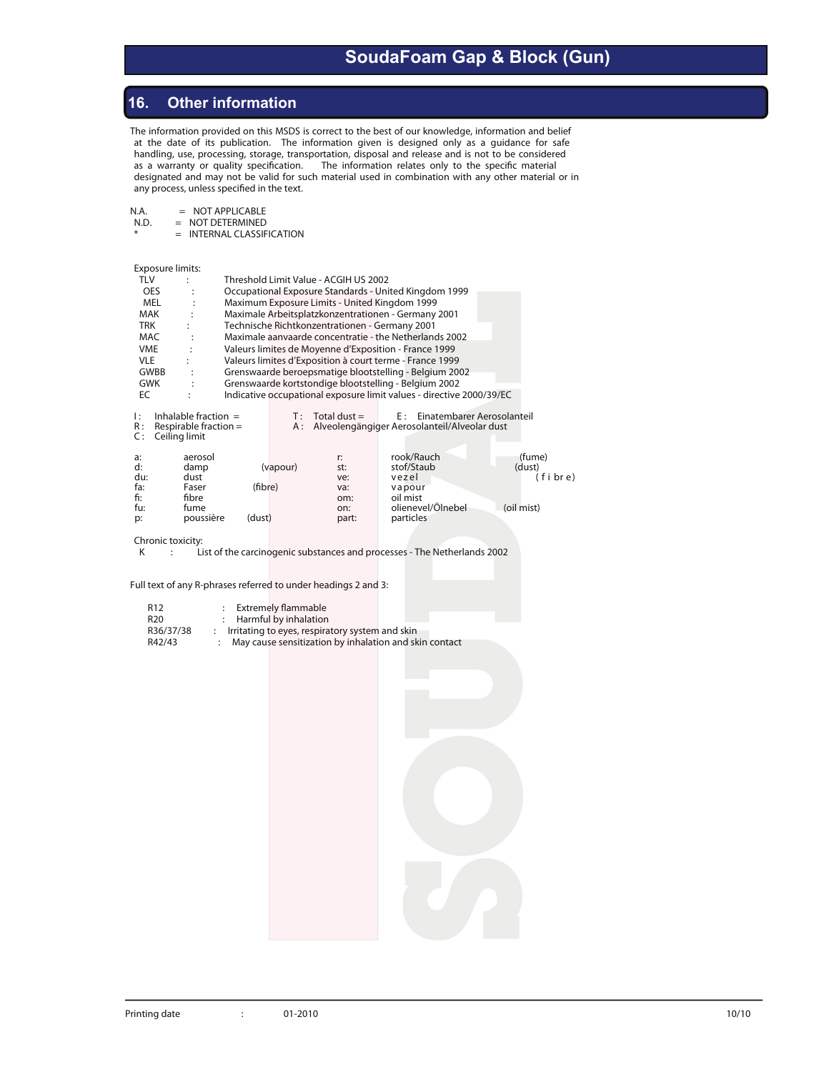## 16. Other information

The information provided on this MSDS is correct to the best of our knowledge, information and belief at the date of its publication. The information given is designed only as a guidance for safe handling, use, processing, storage, transportation, disposal and release and is not to be considered as a warranty or quality specification. The information relates only to the specific material designated and may not be valid for such material used in combination with any other material or in any process, unless specified in the text.

N.A. = NOT APPLICABLE
N.D. = NOT DETERMINED
* = INTERNAL CLASSIFICATION

Exposure limits:

| | | |
|---|---|---|
| TLV | : | Threshold Limit Value - ACGIH US 2002 |
| OES | : | Occupational Exposure Standards - United Kingdom 1999 |
| MEL | : | Maximum Exposure Limits - United Kingdom 1999 |
| MAK | : | Maximale Arbeitsplatzkonzentrationen - Germany 2001 |
| TRK | : | Technische Richtkonzentrationen - Germany 2001 |
| MAC | : | Maximale aanvaarde concentratie - the Netherlands 2002 |
| VME | : | Valeurs limites de Moyenne d'Exposition - France 1999 |
| VLE | : | Valeurs limites d'Exposition à court terme - France 1999 |
| GWBB | : | Grenswaarde beroepsmatige blootstelling - Belgium 2002 |
| GWK | : | Grenswaarde kortstondige blootstelling - Belgium 2002 |
| EC | : | Indicative occupational exposure limit values - directive 2000/39/EC |

I : Inhalable fraction = T : Total dust = E : Einatembarer Aerosolanteil
R : Respirable fraction = A : Alveolengängiger Aerosolanteil/Alveolar dust
C : Ceiling limit

| | | | | | |
|---|---|---|---|---|---|
| a: | aerosol | | r: | rook/Rauch | (fume) |
| d: | damp | (vapour) | st: | stof/Staub | (dust) |
| du: | dust | | ve: | vezel | (fibre) |
| fa: | Faser | (fibre) | va: | vapour | |
| fi: | fibre | | om: | oil mist | |
| fu: | fume | | on: | olienevel/Ölnebel | (oil mist) |
| p: | poussière | (dust) | part: | particles | |

Chronic toxicity:
K : List of the carcinogenic substances and processes - The Netherlands 2002

Full text of any R-phrases referred to under headings 2 and 3:

| | | |
|---|---|---|
| R12 | : | Extremely flammable |
| R20 | : | Harmful by inhalation |
| R36/37/38 | : | Irritating to eyes, respiratory system and skin |
| R42/43 | : | May cause sensitization by inhalation and skin contact |

Printing date : 01-2010